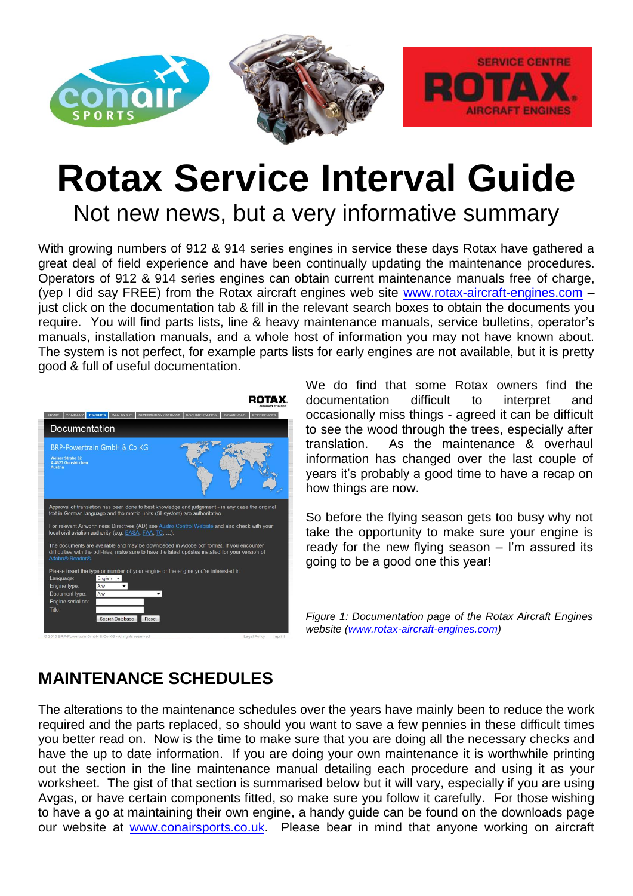# Rotax Service Interval Guide

Not new news, but a very informative summary

With growing numbers of 912 & 914 series engines in service these days Rotax have gathered a great deal of field experience and have been continually updating the maintenance procedures. Operators of 912 & 914 series engines can obtain current maintenance manuals free of charge, (yep I did say FREE) from the Rotax aircraft engines web site www.rotax-aircraft-engines.com – just click on the documentation tab & fill in the relevant search boxes to obtain the documents you require. You will find parts lists, line & heavy maintenance manuals, service bulletins, operator's manuals, installation manuals, and a whole host of information you may not have known about. The system is not perfect, for example parts lists for early engines are not available, but it is pretty good & full of useful documentation.

We do find that some Rotax owners find the documentation difficult to interpret and occasionally miss things - agreed it can be difficult to see the wood through the trees, especially after translation. As the maintenance & overhaul information has changed over the last couple of years it's probably a good time to have a recap on how things are now.

So before the flying season gets too busy why not take the opportunity to make sure your engine is ready for the new flying season – I'm assured its going to be a good one this year!

*Figure 1: Documentation page of the Rotax Aircraft Engines website (www.rotax-aircraft-engines.com)*

## MAINTENANCE SCHEDULES

The alterations to the maintenance schedules over the years have mainly been to reduce the work required and the parts replaced, so should you want to save a few pennies in these difficult times you better read on. Now is the time to make sure that you are doing all the necessary checks and have the up to date information. If you are doing your own maintenance it is worthwhile printing out the section in the line maintenance manual detailing each procedure and using it as your worksheet. The gist of that section is summarised below but it will vary, especially if you are using Avgas, or have certain components fitted, so make sure you follow it carefully. For those wishing to have a go at maintaining their own engine, a handy guide can be found on the downloads page our website at www.conairsports.co.uk. Please bear in mind that anyone working on aircraft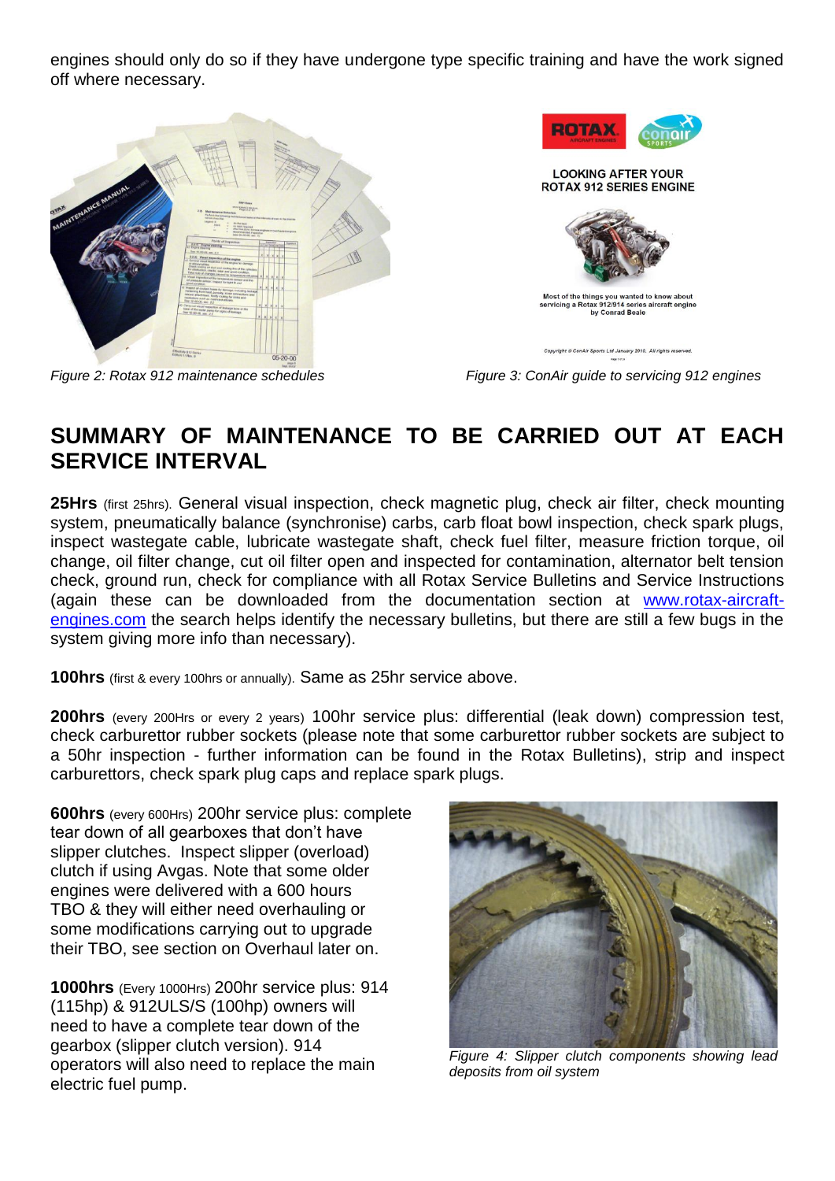engines should only do so if they have undergone type specific training and have the work signed off where necessary.

*Figure 2: Rotax 912 maintenance schedules*

*Figure 3: ConAir guide to servicing 912 engines*

## SUMMARY OF MAINTENANCE TO BE CARRIED OUT AT EACH SERVICE INTERVAL

**25Hrs** (first 25hrs). General visual inspection, check magnetic plug, check air filter, check mounting system, pneumatically balance (synchronise) carbs, carb float bowl inspection, check spark plugs, inspect wastegate cable, lubricate wastegate shaft, check fuel filter, measure friction torque, oil change, oil filter change, cut oil filter open and inspected for contamination, alternator belt tension check, ground run, check for compliance with all Rotax Service Bulletins and Service Instructions (again these can be downloaded from the documentation section at [www.rotax-aircraft-engines.com](http://www.rotax-aircraft-engines.com) the search helps identify the necessary bulletins, but there are still a few bugs in the system giving more info than necessary).

**100hrs** (first & every 100hrs or annually). Same as 25hr service above.

**200hrs** (every 200Hrs or every 2 years) 100hr service plus: differential (leak down) compression test, check carburettor rubber sockets (please note that some carburettor rubber sockets are subject to a 50hr inspection - further information can be found in the Rotax Bulletins), strip and inspect carburettors, check spark plug caps and replace spark plugs.

**600hrs** (every 600Hrs) 200hr service plus: complete tear down of all gearboxes that don't have slipper clutches. Inspect slipper (overload) clutch if using Avgas. Note that some older engines were delivered with a 600 hours TBO & they will either need overhauling or some modifications carrying out to upgrade their TBO, see section on Overhaul later on.

**1000hrs** (Every 1000Hrs) 200hr service plus: 914 (115hp) & 912ULS/S (100hp) owners will need to have a complete tear down of the gearbox (slipper clutch version). 914 operators will also need to replace the main electric fuel pump.

*Figure 4: Slipper clutch components showing lead deposits from oil system*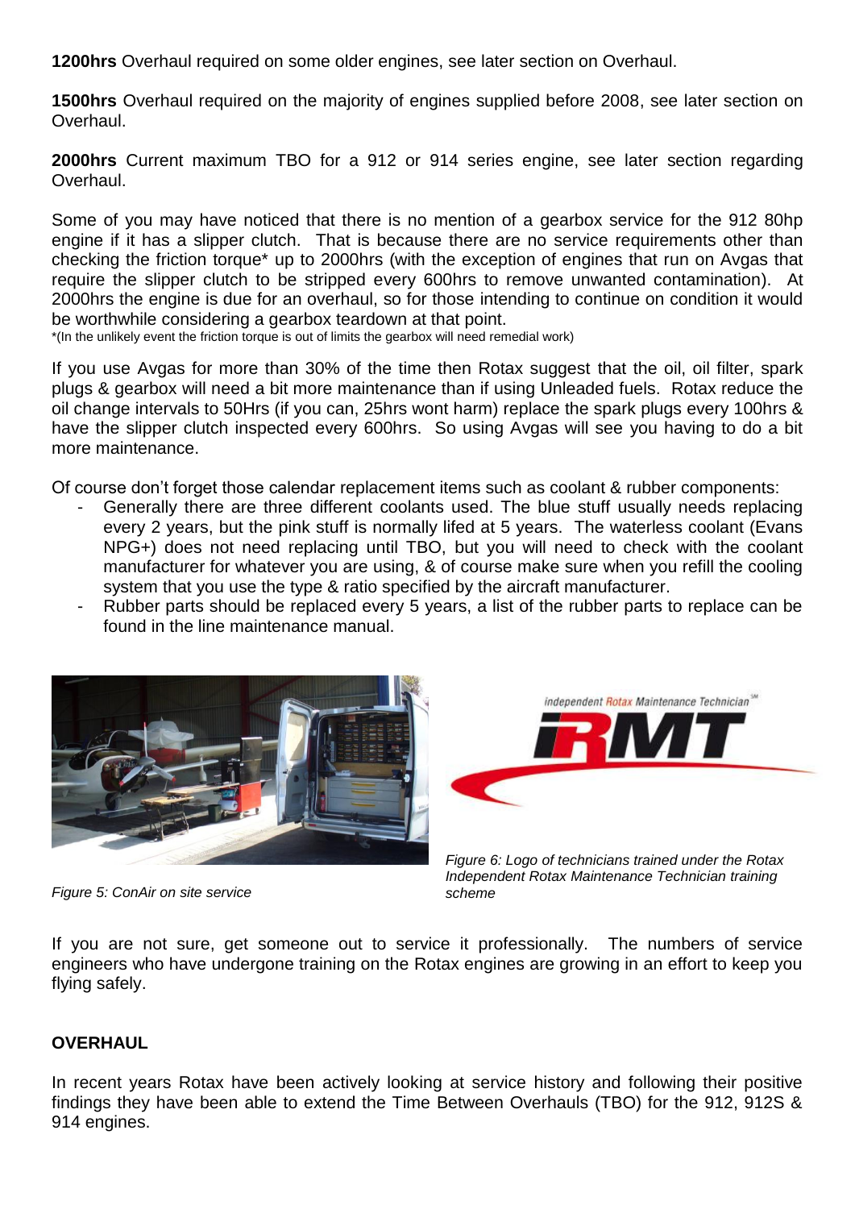**1200hrs** Overhaul required on some older engines, see later section on Overhaul.

**1500hrs** Overhaul required on the majority of engines supplied before 2008, see later section on Overhaul.

**2000hrs** Current maximum TBO for a 912 or 914 series engine, see later section regarding Overhaul.

Some of you may have noticed that there is no mention of a gearbox service for the 912 80hp engine if it has a slipper clutch. That is because there are no service requirements other than checking the friction torque* up to 2000hrs (with the exception of engines that run on Avgas that require the slipper clutch to be stripped every 600hrs to remove unwanted contamination). At 2000hrs the engine is due for an overhaul, so for those intending to continue on condition it would be worthwhile considering a gearbox teardown at that point.

*(In the unlikely event the friction torque is out of limits the gearbox will need remedial work)

If you use Avgas for more than 30% of the time then Rotax suggest that the oil, oil filter, spark plugs & gearbox will need a bit more maintenance than if using Unleaded fuels. Rotax reduce the oil change intervals to 50Hrs (if you can, 25hrs wont harm) replace the spark plugs every 100hrs & have the slipper clutch inspected every 600hrs. So using Avgas will see you having to do a bit more maintenance.

Of course don't forget those calendar replacement items such as coolant & rubber components:

- Generally there are three different coolants used. The blue stuff usually needs replacing every 2 years, but the pink stuff is normally lifed at 5 years. The waterless coolant (Evans NPG+) does not need replacing until TBO, but you will need to check with the coolant manufacturer for whatever you are using, & of course make sure when you refill the cooling system that you use the type & ratio specified by the aircraft manufacturer.
- Rubber parts should be replaced every 5 years, a list of the rubber parts to replace can be found in the line maintenance manual.

*Figure 5: ConAir on site service*

*Figure 6: Logo of technicians trained under the Rotax Independent Rotax Maintenance Technician training scheme*

If you are not sure, get someone out to service it professionally. The numbers of service engineers who have undergone training on the Rotax engines are growing in an effort to keep you flying safely.

## OVERHAUL

In recent years Rotax have been actively looking at service history and following their positive findings they have been able to extend the Time Between Overhauls (TBO) for the 912, 912S & 914 engines.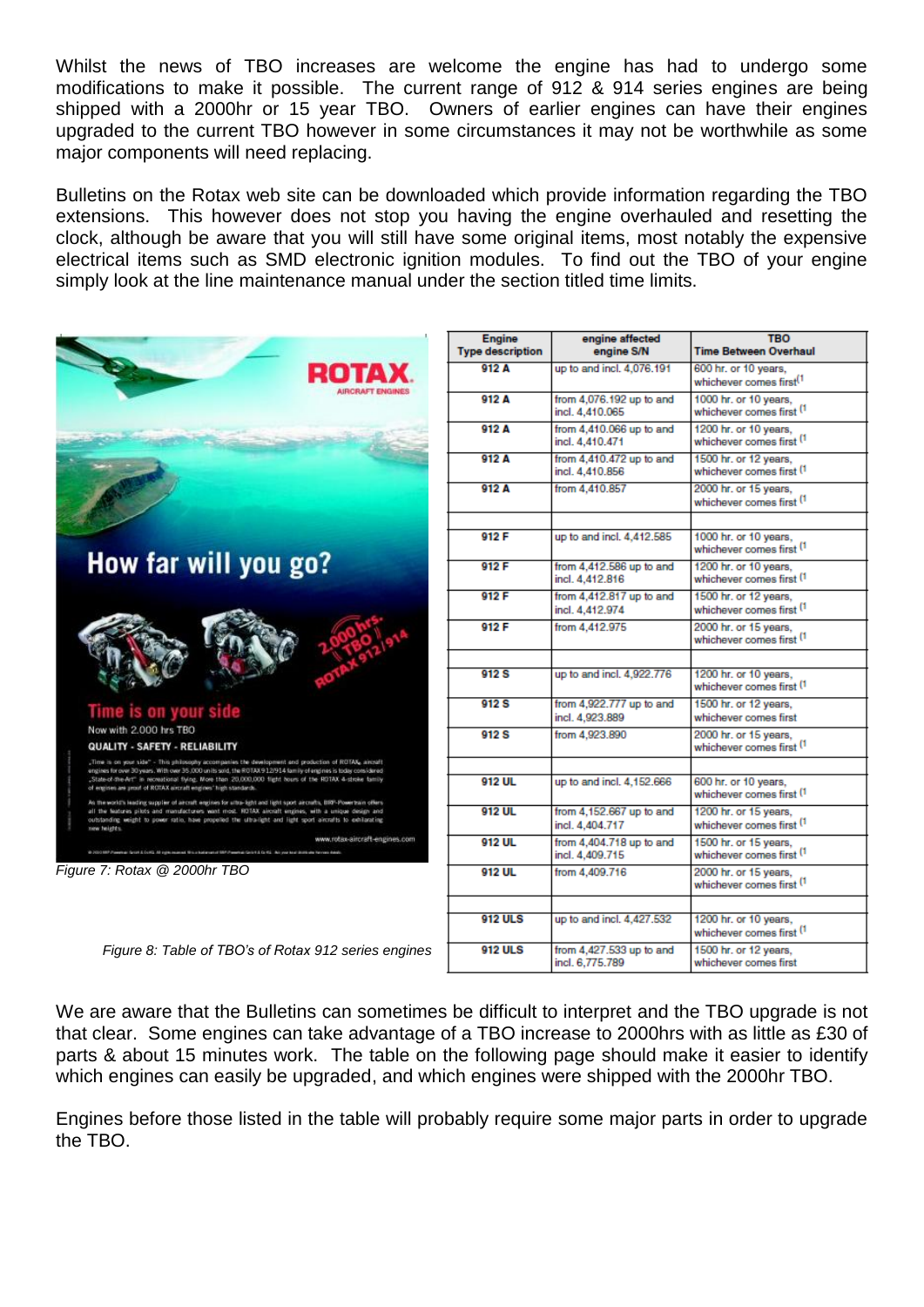Whilst the news of TBO increases are welcome the engine has had to undergo some modifications to make it possible. The current range of 912 & 914 series engines are being shipped with a 2000hr or 15 year TBO. Owners of earlier engines can have their engines upgraded to the current TBO however in some circumstances it may not be worthwhile as some major components will need replacing.

Bulletins on the Rotax web site can be downloaded which provide information regarding the TBO extensions. This however does not stop you having the engine overhauled and resetting the clock, although be aware that you will still have some original items, most notably the expensive electrical items such as SMD electronic ignition modules. To find out the TBO of your engine simply look at the line maintenance manual under the section titled time limits.

*Figure 7: Rotax @ 2000hr TBO*

| Engine Type description | engine affected engine S/N | TBO Time Between Overhaul |
|---|---|---|
| 912 A | up to and incl. 4,076.191 | 600 hr. or 10 years, whichever comes first(1 |
| 912 A | from 4,076.192 up to and incl. 4,410.065 | 1000 hr. or 10 years, whichever comes first (1 |
| 912 A | from 4,410.066 up to and incl. 4,410.471 | 1200 hr. or 10 years, whichever comes first (1 |
| 912 A | from 4,410.472 up to and incl. 4,410.856 | 1500 hr. or 12 years, whichever comes first (1 |
| 912 A | from 4,410.857 | 2000 hr. or 15 years, whichever comes first (1 |
| | | |
| 912 F | up to and incl. 4,412.585 | 1000 hr. or 10 years, whichever comes first (1 |
| 912 F | from 4,412.586 up to and incl. 4,412.816 | 1200 hr. or 10 years, whichever comes first (1 |
| 912 F | from 4,412.817 up to and incl. 4,412.974 | 1500 hr. or 12 years, whichever comes first (1 |
| 912 F | from 4,412.975 | 2000 hr. or 15 years, whichever comes first (1 |
| | | |
| 912 S | up to and incl. 4,922.776 | 1200 hr. or 10 years, whichever comes first (1 |
| 912 S | from 4,922.777 up to and incl. 4,923.889 | 1500 hr. or 12 years, whichever comes first |
| 912 S | from 4,923.890 | 2000 hr. or 15 years, whichever comes first (1 |
| | | |
| 912 UL | up to and incl. 4,152.666 | 600 hr. or 10 years, whichever comes first (1 |
| 912 UL | from 4,152.667 up to and incl. 4,404.717 | 1200 hr. or 15 years, whichever comes first (1 |
| 912 UL | from 4,404.718 up to and incl. 4,409.715 | 1500 hr. or 15 years, whichever comes first (1 |
| 912 UL | from 4,409.716 | 2000 hr. or 15 years, whichever comes first (1 |
| | | |
| 912 ULS | up to and incl. 4,427.532 | 1200 hr. or 10 years, whichever comes first (1 |
| 912 ULS | from 4,427.533 up to and incl. 6,775.789 | 1500 hr. or 12 years, whichever comes first |

*Figure 8: Table of TBO's of Rotax 912 series engines*

We are aware that the Bulletins can sometimes be difficult to interpret and the TBO upgrade is not that clear. Some engines can take advantage of a TBO increase to 2000hrs with as little as £30 of parts & about 15 minutes work. The table on the following page should make it easier to identify which engines can easily be upgraded, and which engines were shipped with the 2000hr TBO.

Engines before those listed in the table will probably require some major parts in order to upgrade the TBO.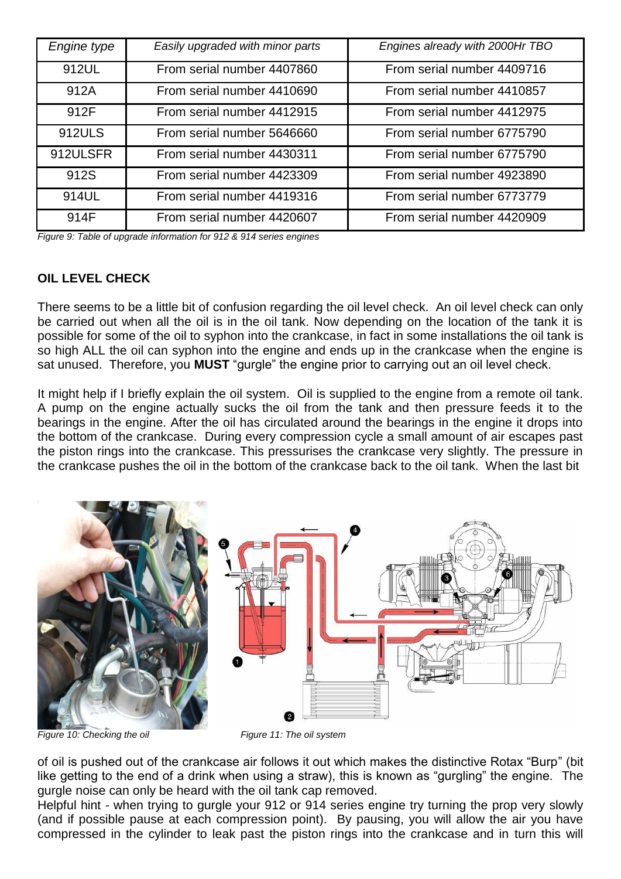| *Engine type* | *Easily upgraded with minor parts* | *Engines already with 2000Hr TBO* |
|---|---|---|
| 912UL | From serial number 4407860 | From serial number 4409716 |
| 912A | From serial number 4410690 | From serial number 4410857 |
| 912F | From serial number 4412915 | From serial number 4412975 |
| 912ULS | From serial number 5646660 | From serial number 6775790 |
| 912ULSFR | From serial number 4430311 | From serial number 6775790 |
| 912S | From serial number 4423309 | From serial number 4923890 |
| 914UL | From serial number 4419316 | From serial number 6773779 |
| 914F | From serial number 4420607 | From serial number 4420909 |

*Figure 9: Table of upgrade information for 912 & 914 series engines*

## OIL LEVEL CHECK

There seems to be a little bit of confusion regarding the oil level check. An oil level check can only be carried out when all the oil is in the oil tank. Now depending on the location of the tank it is possible for some of the oil to syphon into the crankcase, in fact in some installations the oil tank is so high ALL the oil can syphon into the engine and ends up in the crankcase when the engine is sat unused. Therefore, you **MUST** "gurgle" the engine prior to carrying out an oil level check.

It might help if I briefly explain the oil system. Oil is supplied to the engine from a remote oil tank. A pump on the engine actually sucks the oil from the tank and then pressure feeds it to the bearings in the engine. After the oil has circulated around the bearings in the engine it drops into the bottom of the crankcase. During every compression cycle a small amount of air escapes past the piston rings into the crankcase. This pressurises the crankcase very slightly. The pressure in the crankcase pushes the oil in the bottom of the crankcase back to the oil tank. When the last bit

*Figure 10: Checking the oil*

*Figure 11: The oil system*

of oil is pushed out of the crankcase air follows it out which makes the distinctive Rotax "Burp" (bit like getting to the end of a drink when using a straw), this is known as "gurgling" the engine. The gurgle noise can only be heard with the oil tank cap removed.

Helpful hint - when trying to gurgle your 912 or 914 series engine try turning the prop very slowly (and if possible pause at each compression point). By pausing, you will allow the air you have compressed in the cylinder to leak past the piston rings into the crankcase and in turn this will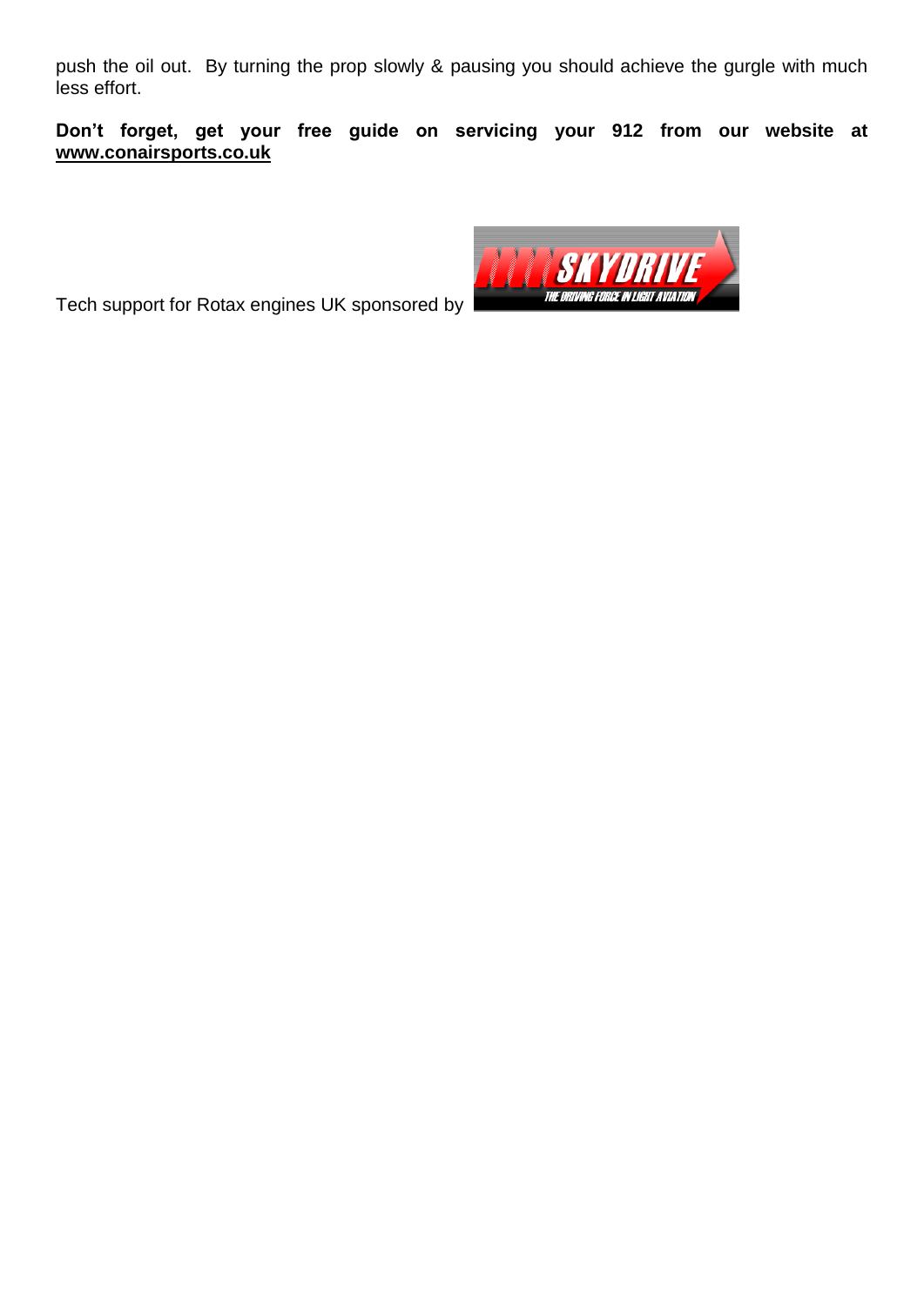push the oil out. By turning the prop slowly & pausing you should achieve the gurgle with much less effort.

**Don't forget, get your free guide on servicing your 912 from our website at www.conairsports.co.uk**

Tech support for Rotax engines UK sponsored by